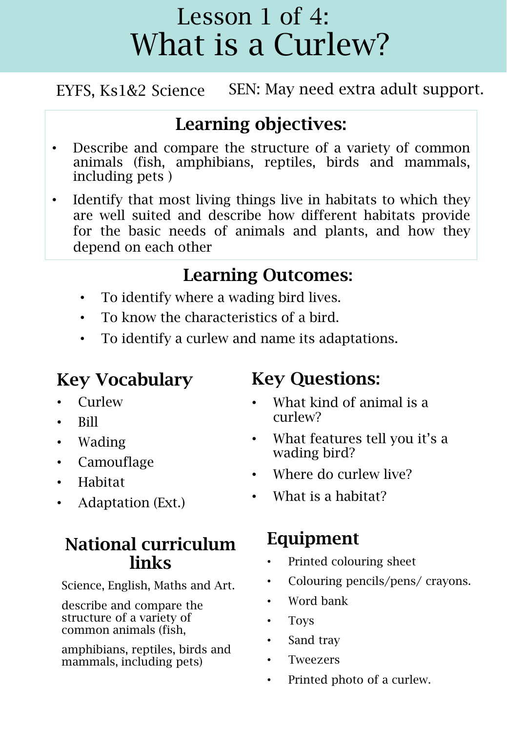# Lesson 1 of 4:
# What is a Curlew?

EYFS, Ks1&2 Science

SEN: May need extra adult support.

## Learning objectives:

- Describe and compare the structure of a variety of common animals (fish, amphibians, reptiles, birds and mammals, including pets )
- Identify that most living things live in habitats to which they are well suited and describe how different habitats provide for the basic needs of animals and plants, and how they depend on each other

## Learning Outcomes:

- To identify where a wading bird lives.
- To know the characteristics of a bird.
- To identify a curlew and name its adaptations.

## Key Vocabulary

- Curlew
- Bill
- Wading
- Camouflage
- Habitat
- Adaptation (Ext.)

## Key Questions:

- What kind of animal is a curlew?
- What features tell you it's a wading bird?
- Where do curlew live?
- What is a habitat?

## National curriculum links

Science, English, Maths and Art.

describe and compare the structure of a variety of common animals (fish,

amphibians, reptiles, birds and mammals, including pets)

## Equipment

- Printed colouring sheet
- Colouring pencils/pens/ crayons.
- Word bank
- Toys
- Sand tray
- Tweezers
- Printed photo of a curlew.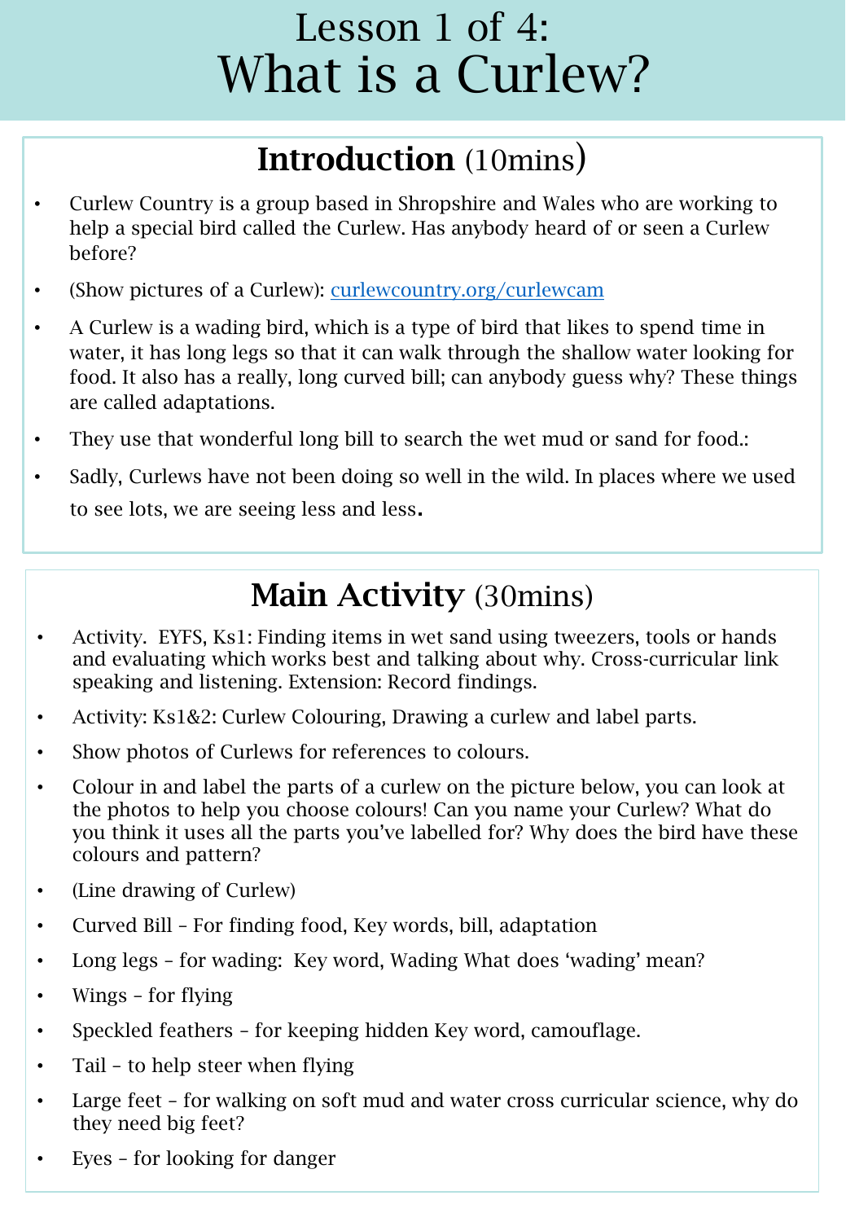# Lesson 1 of 4: What is a Curlew?

## Introduction (10mins)

- Curlew Country is a group based in Shropshire and Wales who are working to help a special bird called the Curlew. Has anybody heard of or seen a Curlew before?
- (Show pictures of a Curlew): [curlewcountry.org/curlewcam](curlewcountry.org/curlewcam)
- A Curlew is a wading bird, which is a type of bird that likes to spend time in water, it has long legs so that it can walk through the shallow water looking for food. It also has a really, long curved bill; can anybody guess why? These things are called adaptations.
- They use that wonderful long bill to search the wet mud or sand for food.:
- Sadly, Curlews have not been doing so well in the wild. In places where we used to see lots, we are seeing less and less.

## Main Activity (30mins)

- Activity. EYFS, Ks1: Finding items in wet sand using tweezers, tools or hands and evaluating which works best and talking about why. Cross-curricular link speaking and listening. Extension: Record findings.
- Activity: Ks1&2: Curlew Colouring, Drawing a curlew and label parts.
- Show photos of Curlews for references to colours.
- Colour in and label the parts of a curlew on the picture below, you can look at the photos to help you choose colours! Can you name your Curlew? What do you think it uses all the parts you've labelled for? Why does the bird have these colours and pattern?
- (Line drawing of Curlew)
- Curved Bill – For finding food, Key words, bill, adaptation
- Long legs – for wading: Key word, Wading What does 'wading' mean?
- Wings – for flying
- Speckled feathers – for keeping hidden Key word, camouflage.
- Tail – to help steer when flying
- Large feet – for walking on soft mud and water cross curricular science, why do they need big feet?
- Eyes – for looking for danger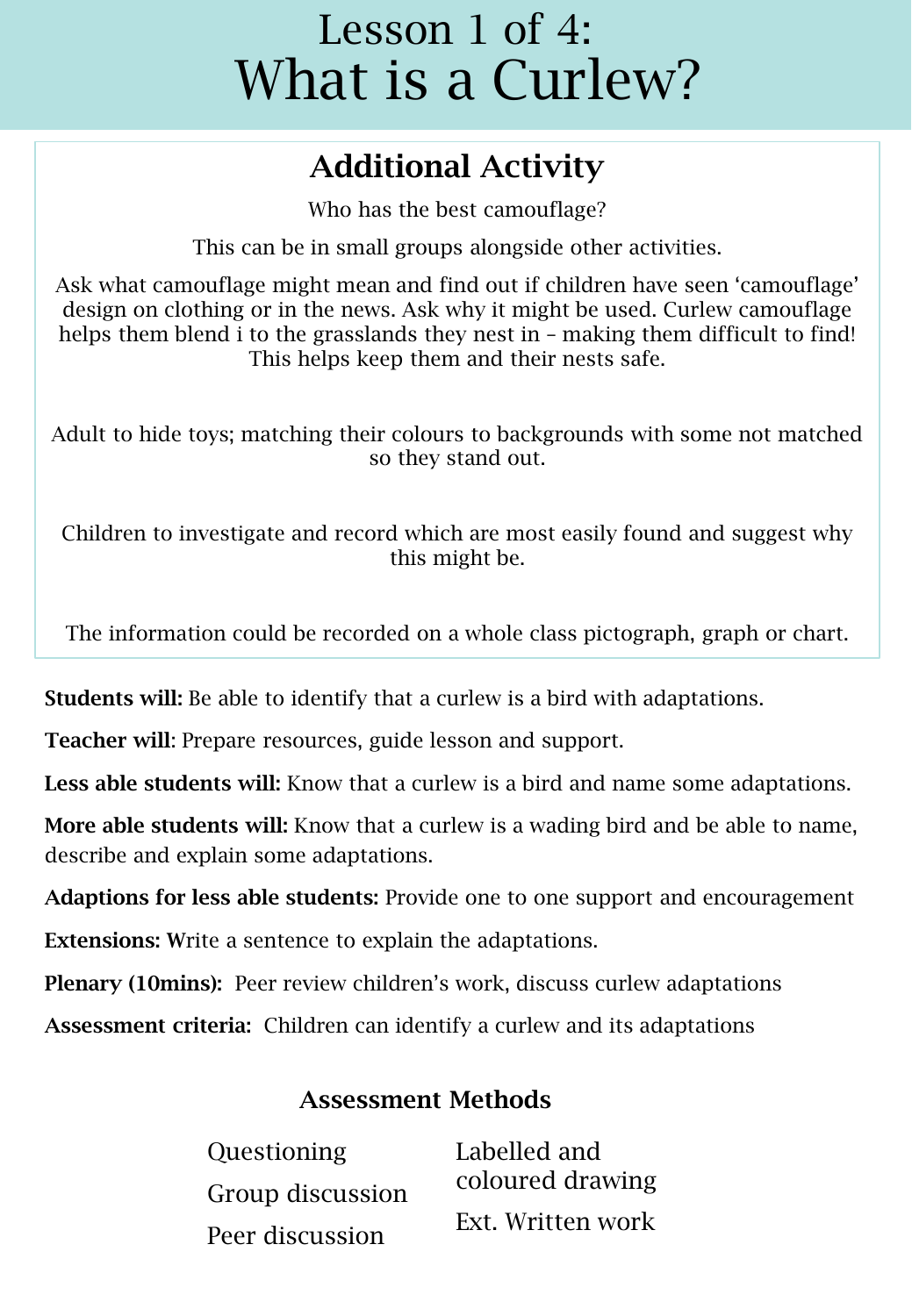# Lesson 1 of 4: What is a Curlew?

## Additional Activity

Who has the best camouflage?

This can be in small groups alongside other activities.

Ask what camouflage might mean and find out if children have seen 'camouflage' design on clothing or in the news. Ask why it might be used. Curlew camouflage helps them blend i to the grasslands they nest in – making them difficult to find! This helps keep them and their nests safe.

Adult to hide toys; matching their colours to backgrounds with some not matched so they stand out.

Children to investigate and record which are most easily found and suggest why this might be.

The information could be recorded on a whole class pictograph, graph or chart.

**Students will:** Be able to identify that a curlew is a bird with adaptations.

**Teacher will**: Prepare resources, guide lesson and support.

**Less able students will:** Know that a curlew is a bird and name some adaptations.

**More able students will:** Know that a curlew is a wading bird and be able to name, describe and explain some adaptations.

**Adaptions for less able students:** Provide one to one support and encouragement

**Extensions:** Write a sentence to explain the adaptations.

**Plenary (10mins):** Peer review children's work, discuss curlew adaptations

**Assessment criteria:** Children can identify a curlew and its adaptations

### Assessment Methods

- Questioning
- Group discussion
- Peer discussion
- Labelled and coloured drawing
- Ext. Written work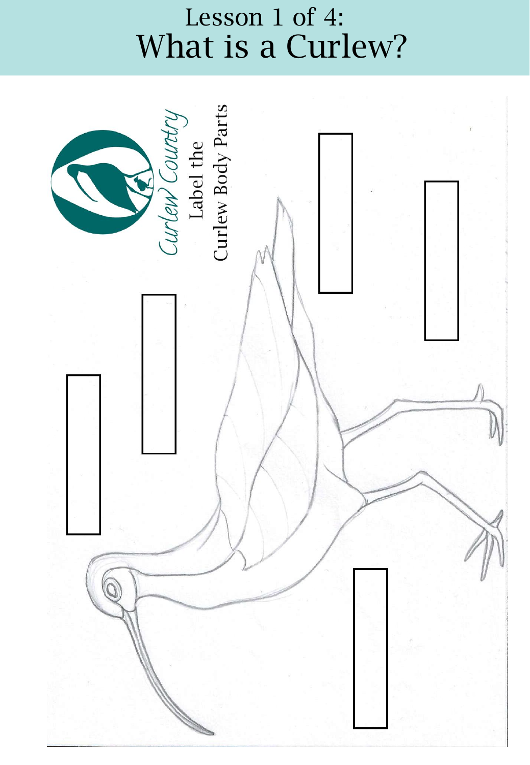# Lesson 1 of 4: What is a Curlew?

Curlew Country

Label the Curlew Body Parts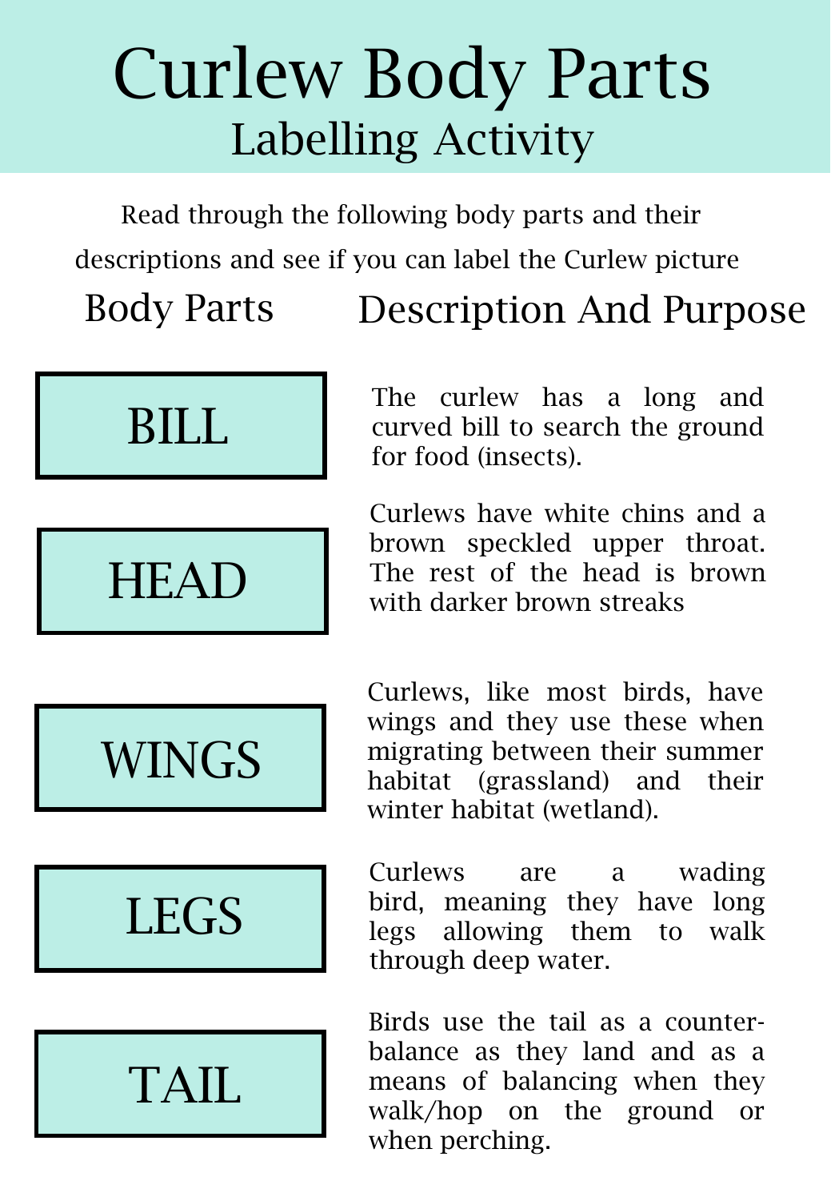# Curlew Body Parts

## Labelling Activity

Read through the following body parts and their descriptions and see if you can label the Curlew picture

| Body Parts | Description And Purpose |
| --- | --- |
| BILL | The curlew has a long and curved bill to search the ground for food (insects). |
| HEAD | Curlews have white chins and a brown speckled upper throat. The rest of the head is brown with darker brown streaks |
| WINGS | Curlews, like most birds, have wings and they use these when migrating between their summer habitat (grassland) and their winter habitat (wetland). |
| LEGS | Curlews are a wading bird, meaning they have long legs allowing them to walk through deep water. |
| TAIL | Birds use the tail as a counter-balance as they land and as a means of balancing when they walk/hop on the ground or when perching. |